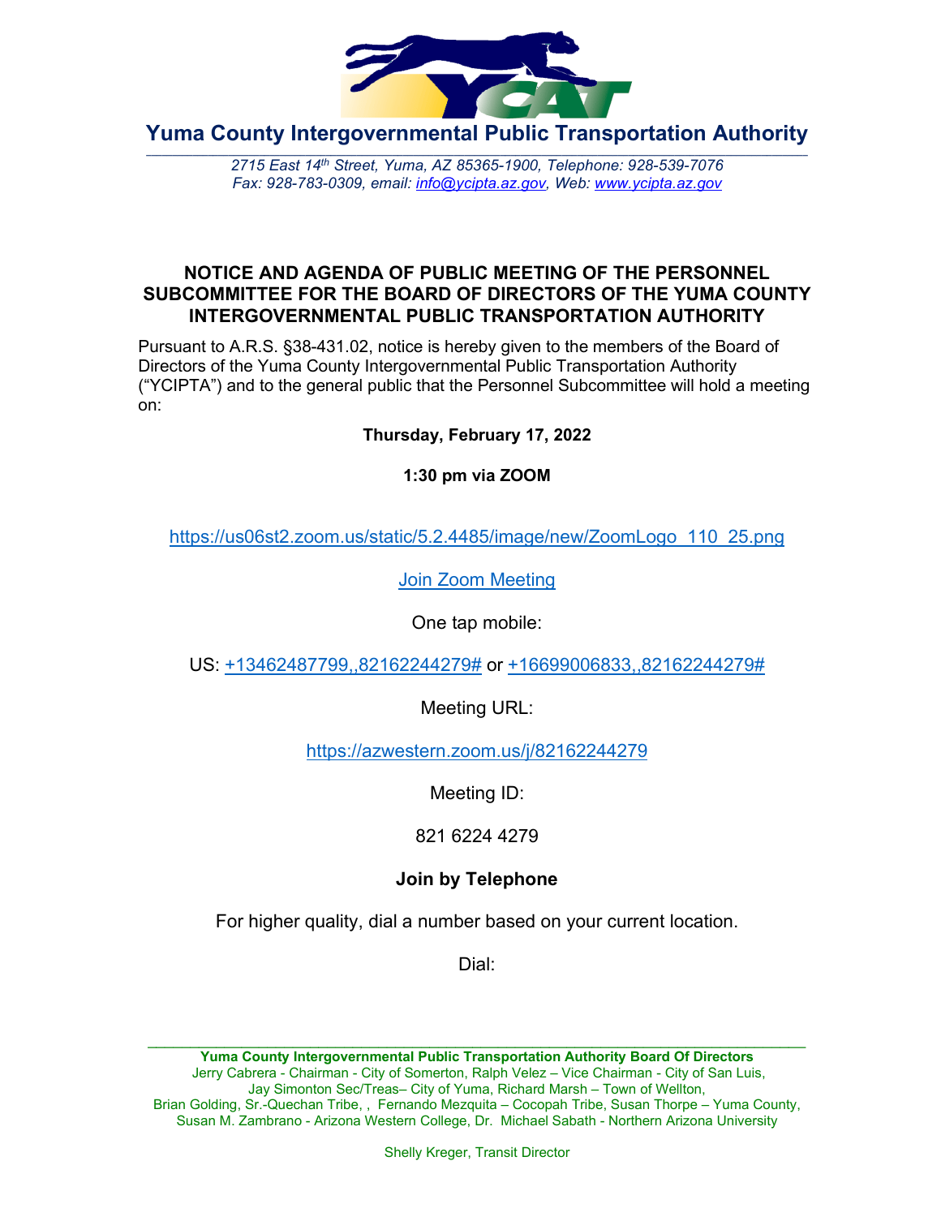# Yuma County Intergovernmental Public Transportation Authority

*2715 East 14th Street, Yuma, AZ 85365-1900, Telephone: 928-539-7076*
*Fax: 928-783-0309, email: info@ycipta.az.gov, Web: www.ycipta.az.gov*

## NOTICE AND AGENDA OF PUBLIC MEETING OF THE PERSONNEL SUBCOMMITTEE FOR THE BOARD OF DIRECTORS OF THE YUMA COUNTY INTERGOVERNMENTAL PUBLIC TRANSPORTATION AUTHORITY

Pursuant to A.R.S. §38-431.02, notice is hereby given to the members of the Board of Directors of the Yuma County Intergovernmental Public Transportation Authority ("YCIPTA") and to the general public that the Personnel Subcommittee will hold a meeting on:

**Thursday, February 17, 2022**

**1:30 pm via ZOOM**

https://us06st2.zoom.us/static/5.2.4485/image/new/ZoomLogo_110_25.png

Join Zoom Meeting

One tap mobile:

US: +13462487799,,82162244279# or +16699006833,,82162244279#

Meeting URL:

https://azwestern.zoom.us/j/82162244279

Meeting ID:

821 6224 4279

**Join by Telephone**

For higher quality, dial a number based on your current location.

Dial:

---

**Yuma County Intergovernmental Public Transportation Authority Board Of Directors**
Jerry Cabrera - Chairman - City of Somerton, Ralph Velez – Vice Chairman - City of San Luis,
Jay Simonton Sec/Treas– City of Yuma, Richard Marsh – Town of Wellton,
Brian Golding, Sr.-Quechan Tribe, , Fernando Mezquita – Cocopah Tribe, Susan Thorpe – Yuma County,
Susan M. Zambrano - Arizona Western College, Dr. Michael Sabath - Northern Arizona University

Shelly Kreger, Transit Director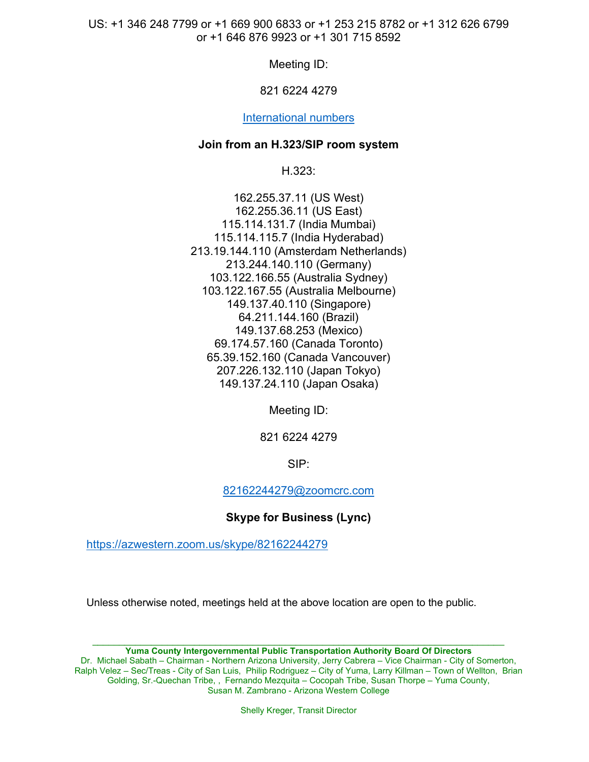US: +1 346 248 7799 or +1 669 900 6833 or +1 253 215 8782 or +1 312 626 6799 or +1 646 876 9923 or +1 301 715 8592

Meeting ID:

821 6224 4279

International numbers

**Join from an H.323/SIP room system**

H.323:

162.255.37.11 (US West)
162.255.36.11 (US East)
115.114.131.7 (India Mumbai)
115.114.115.7 (India Hyderabad)
213.19.144.110 (Amsterdam Netherlands)
213.244.140.110 (Germany)
103.122.166.55 (Australia Sydney)
103.122.167.55 (Australia Melbourne)
149.137.40.110 (Singapore)
64.211.144.160 (Brazil)
149.137.68.253 (Mexico)
69.174.57.160 (Canada Toronto)
65.39.152.160 (Canada Vancouver)
207.226.132.110 (Japan Tokyo)
149.137.24.110 (Japan Osaka)

Meeting ID:

821 6224 4279

SIP:

82162244279@zoomcrc.com

**Skype for Business (Lync)**

https://azwestern.zoom.us/skype/82162244279

Unless otherwise noted, meetings held at the above location are open to the public.

---

**Yuma County Intergovernmental Public Transportation Authority Board Of Directors**
Dr. Michael Sabath – Chairman - Northern Arizona University, Jerry Cabrera – Vice Chairman - City of Somerton, Ralph Velez – Sec/Treas - City of San Luis, Philip Rodriguez – City of Yuma, Larry Killman – Town of Wellton, Brian Golding, Sr.-Quechan Tribe, , Fernando Mezquita – Cocopah Tribe, Susan Thorpe – Yuma County, Susan M. Zambrano - Arizona Western College

Shelly Kreger, Transit Director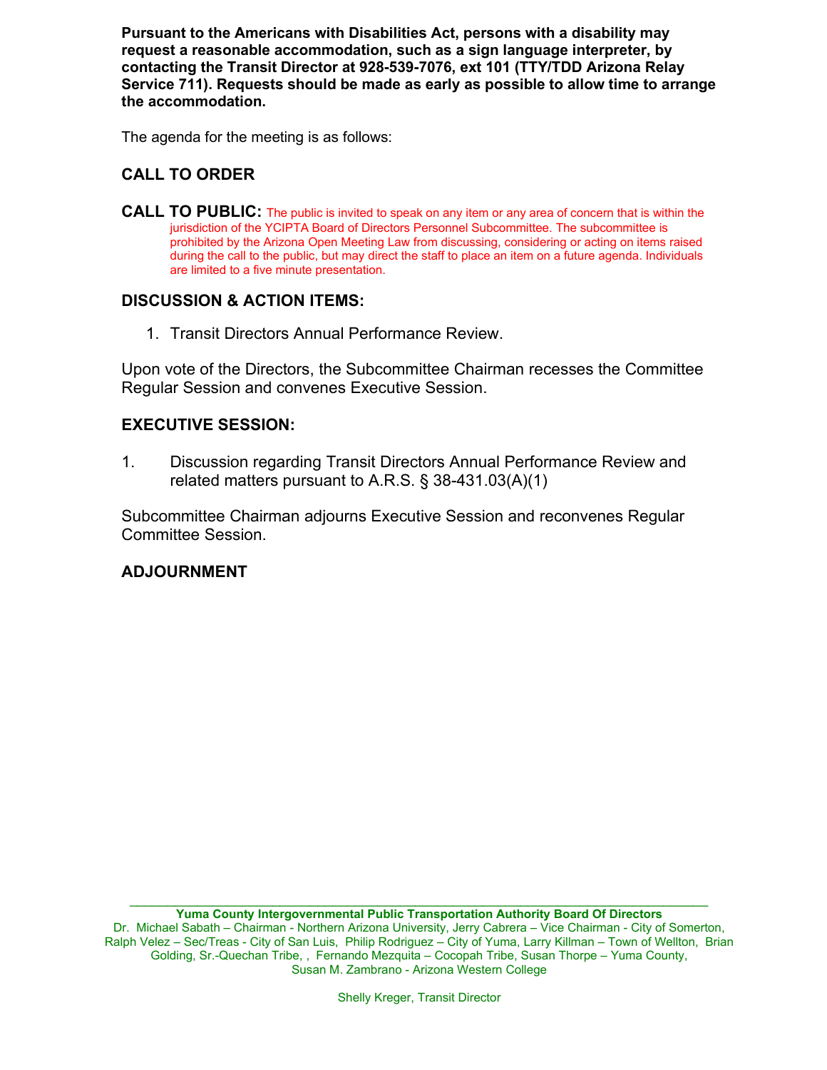**Pursuant to the Americans with Disabilities Act, persons with a disability may request a reasonable accommodation, such as a sign language interpreter, by contacting the Transit Director at 928-539-7076, ext 101 (TTY/TDD Arizona Relay Service 711). Requests should be made as early as possible to allow time to arrange the accommodation.**

The agenda for the meeting is as follows:

## CALL TO ORDER

## CALL TO PUBLIC:

The public is invited to speak on any item or any area of concern that is within the jurisdiction of the YCIPTA Board of Directors Personnel Subcommittee. The subcommittee is prohibited by the Arizona Open Meeting Law from discussing, considering or acting on items raised during the call to the public, but may direct the staff to place an item on a future agenda. Individuals are limited to a five minute presentation.

## DISCUSSION & ACTION ITEMS:

1. Transit Directors Annual Performance Review.

Upon vote of the Directors, the Subcommittee Chairman recesses the Committee Regular Session and convenes Executive Session.

## EXECUTIVE SESSION:

1. Discussion regarding Transit Directors Annual Performance Review and related matters pursuant to A.R.S. § 38-431.03(A)(1)

Subcommittee Chairman adjourns Executive Session and reconvenes Regular Committee Session.

## ADJOURNMENT

---

**Yuma County Intergovernmental Public Transportation Authority Board Of Directors**
Dr. Michael Sabath – Chairman - Northern Arizona University, Jerry Cabrera – Vice Chairman - City of Somerton, Ralph Velez – Sec/Treas - City of San Luis, Philip Rodriguez – City of Yuma, Larry Killman – Town of Wellton, Brian Golding, Sr.-Quechan Tribe, , Fernando Mezquita – Cocopah Tribe, Susan Thorpe – Yuma County, Susan M. Zambrano - Arizona Western College

Shelly Kreger, Transit Director